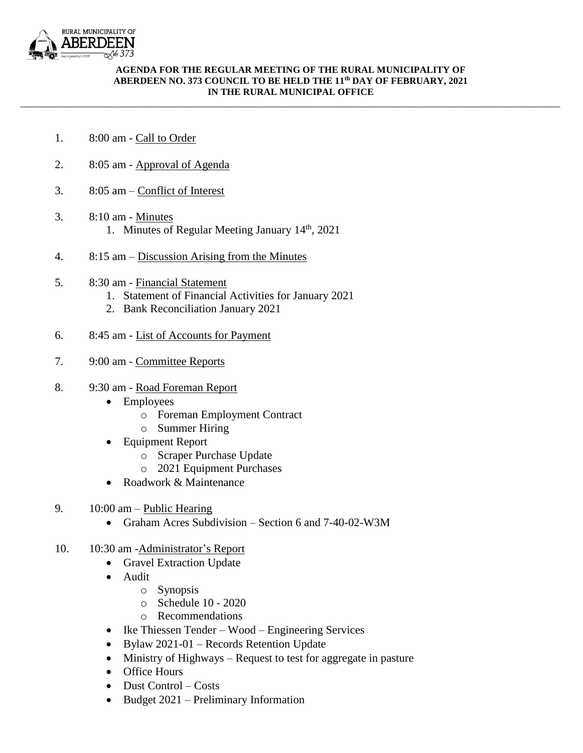RURAL MUNICIPALITY OF ABERDEEN No 373 Incorporated 1909

**AGENDA FOR THE REGULAR MEETING OF THE RURAL MUNICIPALITY OF ABERDEEN NO. 373 COUNCIL TO BE HELD THE 11th DAY OF FEBRUARY, 2021 IN THE RURAL MUNICIPAL OFFICE**

---

1. 8:00 am - <u>Call to Order</u>

2. 8:05 am - <u>Approval of Agenda</u>

3. 8:05 am – <u>Conflict of Interest</u>

3. 8:10 am - <u>Minutes</u>
   1. Minutes of Regular Meeting January 14th, 2021

4. 8:15 am – <u>Discussion Arising from the Minutes</u>

5. 8:30 am - <u>Financial Statement</u>
   1. Statement of Financial Activities for January 2021
   2. Bank Reconciliation January 2021

6. 8:45 am - <u>List of Accounts for Payment</u>

7. 9:00 am - <u>Committee Reports</u>

8. 9:30 am - <u>Road Foreman Report</u>
   - Employees
     - Foreman Employment Contract
     - Summer Hiring
   - Equipment Report
     - Scraper Purchase Update
     - 2021 Equipment Purchases
   - Roadwork & Maintenance

9. 10:00 am – <u>Public Hearing</u>
   - Graham Acres Subdivision – Section 6 and 7-40-02-W3M

10. 10:30 am -<u>Administrator's Report</u>
    - Gravel Extraction Update
    - Audit
      - Synopsis
      - Schedule 10 - 2020
      - Recommendations
    - Ike Thiessen Tender – Wood – Engineering Services
    - Bylaw 2021-01 – Records Retention Update
    - Ministry of Highways – Request to test for aggregate in pasture
    - Office Hours
    - Dust Control – Costs
    - Budget 2021 – Preliminary Information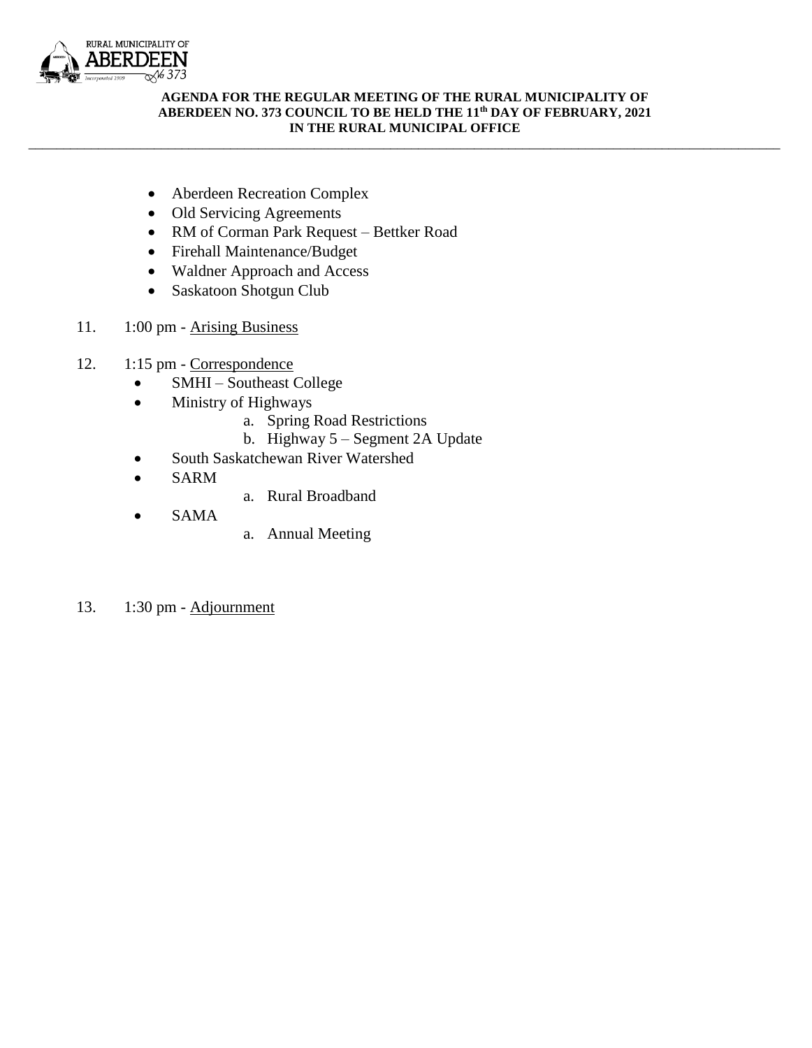**AGENDA FOR THE REGULAR MEETING OF THE RURAL MUNICIPALITY OF ABERDEEN NO. 373 COUNCIL TO BE HELD THE 11th DAY OF FEBRUARY, 2021 IN THE RURAL MUNICIPAL OFFICE**

- Aberdeen Recreation Complex
- Old Servicing Agreements
- RM of Corman Park Request – Bettker Road
- Firehall Maintenance/Budget
- Waldner Approach and Access
- Saskatoon Shotgun Club

11. 1:00 pm - Arising Business

12. 1:15 pm - Correspondence
    - SMHI – Southeast College
    - Ministry of Highways
        a. Spring Road Restrictions
        b. Highway 5 – Segment 2A Update
    - South Saskatchewan River Watershed
    - SARM
        a. Rural Broadband
    - SAMA
        a. Annual Meeting

13. 1:30 pm - Adjournment